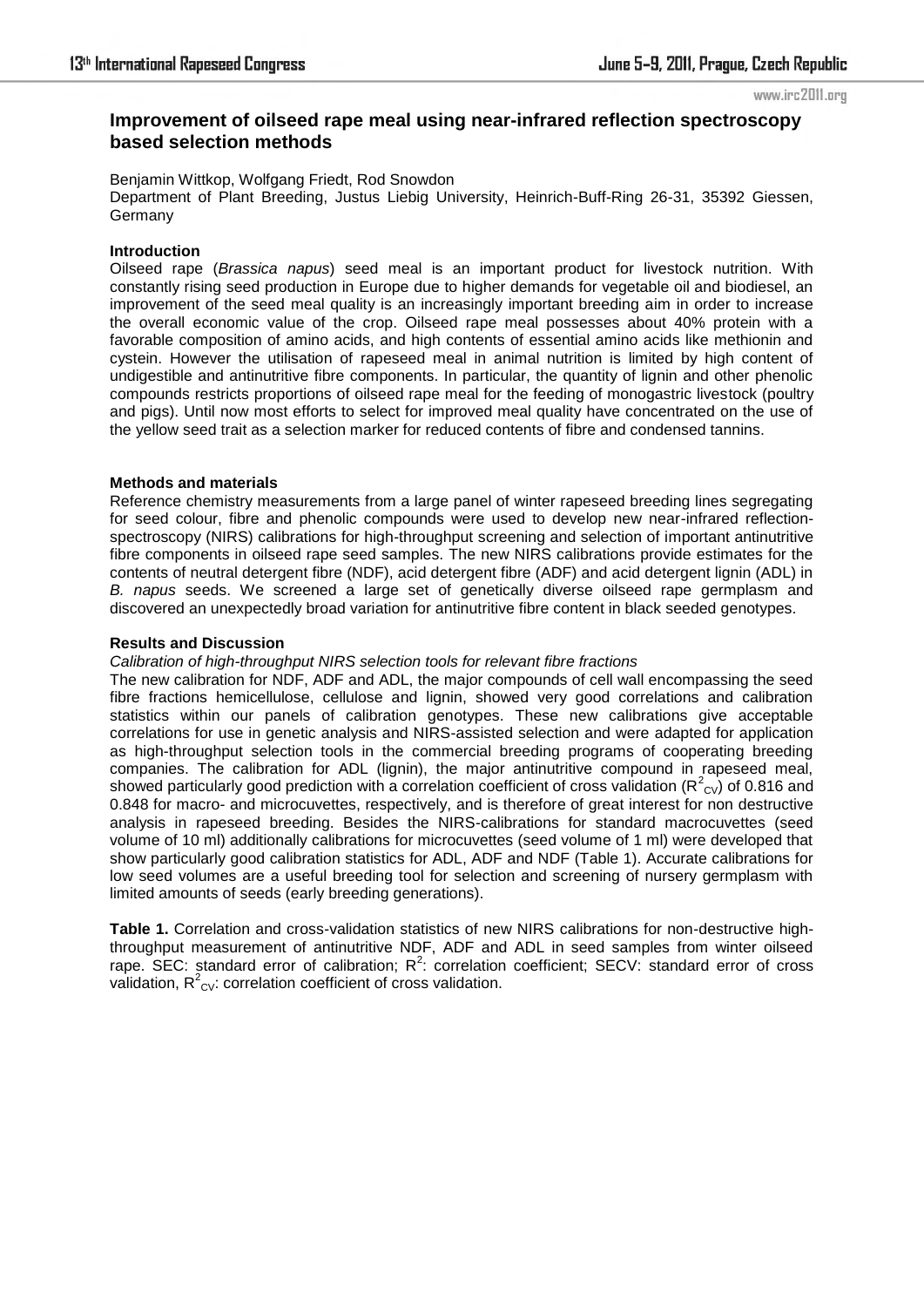# Improvement of oilseed rape meal using near-infrared reflection spectroscopy based selection methods

Benjamin Wittkop, Wolfgang Friedt, Rod Snowdon

Department of Plant Breeding, Justus Liebig University, Heinrich-Buff-Ring 26-31, 35392 Giessen, Germany

## Introduction

Oilseed rape (*Brassica napus*) seed meal is an important product for livestock nutrition. With constantly rising seed production in Europe due to higher demands for vegetable oil and biodiesel, an improvement of the seed meal quality is an increasingly important breeding aim in order to increase the overall economic value of the crop. Oilseed rape meal possesses about 40% protein with a favorable composition of amino acids, and high contents of essential amino acids like methionin and cystein. However the utilisation of rapeseed meal in animal nutrition is limited by high content of undigestible and antinutritive fibre components. In particular, the quantity of lignin and other phenolic compounds restricts proportions of oilseed rape meal for the feeding of monogastric livestock (poultry and pigs). Until now most efforts to select for improved meal quality have concentrated on the use of the yellow seed trait as a selection marker for reduced contents of fibre and condensed tannins.

## Methods and materials

Reference chemistry measurements from a large panel of winter rapeseed breeding lines segregating for seed colour, fibre and phenolic compounds were used to develop new near-infrared reflection-spectroscopy (NIRS) calibrations for high-throughput screening and selection of important antinutritive fibre components in oilseed rape seed samples. The new NIRS calibrations provide estimates for the contents of neutral detergent fibre (NDF), acid detergent fibre (ADF) and acid detergent lignin (ADL) in *B. napus* seeds. We screened a large set of genetically diverse oilseed rape germplasm and discovered an unexpectedly broad variation for antinutritive fibre content in black seeded genotypes.

## Results and Discussion

*Calibration of high-throughput NIRS selection tools for relevant fibre fractions*

The new calibration for NDF, ADF and ADL, the major compounds of cell wall encompassing the seed fibre fractions hemicellulose, cellulose and lignin, showed very good correlations and calibration statistics within our panels of calibration genotypes. These new calibrations give acceptable correlations for use in genetic analysis and NIRS-assisted selection and were adapted for application as high-throughput selection tools in the commercial breeding programs of cooperating breeding companies. The calibration for ADL (lignin), the major antinutritive compound in rapeseed meal, showed particularly good prediction with a correlation coefficient of cross validation ($R^2_{CV}$) of 0.816 and 0.848 for macro- and microcuvettes, respectively, and is therefore of great interest for non destructive analysis in rapeseed breeding. Besides the NIRS-calibrations for standard macrocuvettes (seed volume of 10 ml) additionally calibrations for microcuvettes (seed volume of 1 ml) were developed that show particularly good calibration statistics for ADL, ADF and NDF (Table 1). Accurate calibrations for low seed volumes are a useful breeding tool for selection and screening of nursery germplasm with limited amounts of seeds (early breeding generations).

**Table 1.** Correlation and cross-validation statistics of new NIRS calibrations for non-destructive high-throughput measurement of antinutritive NDF, ADF and ADL in seed samples from winter oilseed rape. SEC: standard error of calibration; $R^2$: correlation coefficient; SECV: standard error of cross validation, $R^2_{CV}$: correlation coefficient of cross validation.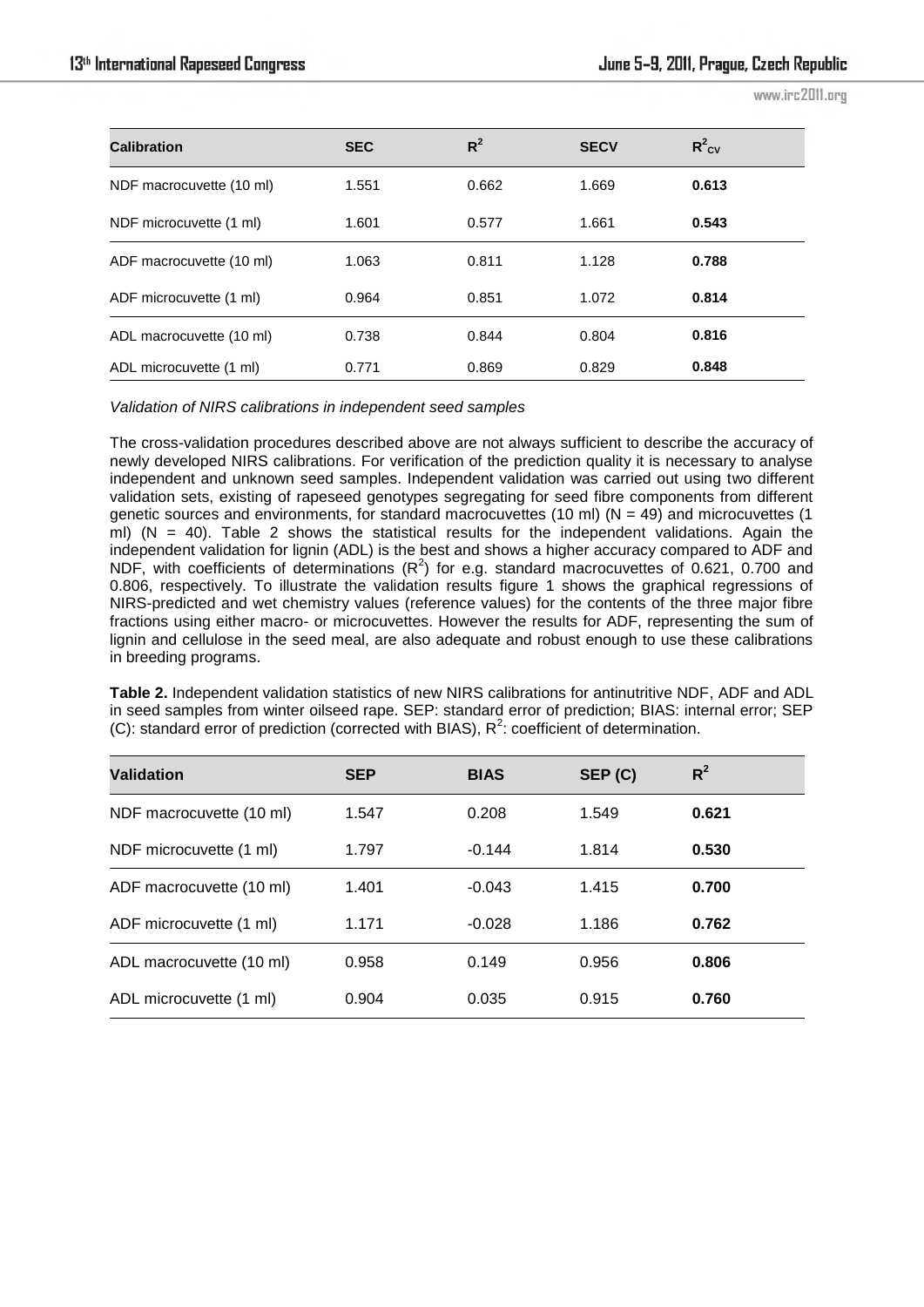| Calibration | SEC | $R^2$ | SECV | $R^2_{cv}$ |
|---|---|---|---|---|
| NDF macrocuvette (10 ml) | 1.551 | 0.662 | 1.669 | **0.613** |
| NDF microcuvette (1 ml) | 1.601 | 0.577 | 1.661 | **0.543** |
| ADF macrocuvette (10 ml) | 1.063 | 0.811 | 1.128 | **0.788** |
| ADF microcuvette (1 ml) | 0.964 | 0.851 | 1.072 | **0.814** |
| ADL macrocuvette (10 ml) | 0.738 | 0.844 | 0.804 | **0.816** |
| ADL microcuvette (1 ml) | 0.771 | 0.869 | 0.829 | **0.848** |

*Validation of NIRS calibrations in independent seed samples*

The cross-validation procedures described above are not always sufficient to describe the accuracy of newly developed NIRS calibrations. For verification of the prediction quality it is necessary to analyse independent and unknown seed samples. Independent validation was carried out using two different validation sets, existing of rapeseed genotypes segregating for seed fibre components from different genetic sources and environments, for standard macrocuvettes (10 ml) (N = 49) and microcuvettes (1 ml) (N = 40). Table 2 shows the statistical results for the independent validations. Again the independent validation for lignin (ADL) is the best and shows a higher accuracy compared to ADF and NDF, with coefficients of determinations ($R^2$) for e.g. standard macrocuvettes of 0.621, 0.700 and 0.806, respectively. To illustrate the validation results figure 1 shows the graphical regressions of NIRS-predicted and wet chemistry values (reference values) for the contents of the three major fibre fractions using either macro- or microcuvettes. However the results for ADF, representing the sum of lignin and cellulose in the seed meal, are also adequate and robust enough to use these calibrations in breeding programs.

**Table 2.** Independent validation statistics of new NIRS calibrations for antinutritive NDF, ADF and ADL in seed samples from winter oilseed rape. SEP: standard error of prediction; BIAS: internal error; SEP (C): standard error of prediction (corrected with BIAS), $R^2$: coefficient of determination.

| Validation | SEP | BIAS | SEP (C) | $R^2$ |
|---|---|---|---|---|
| NDF macrocuvette (10 ml) | 1.547 | 0.208 | 1.549 | **0.621** |
| NDF microcuvette (1 ml) | 1.797 | -0.144 | 1.814 | **0.530** |
| ADF macrocuvette (10 ml) | 1.401 | -0.043 | 1.415 | **0.700** |
| ADF microcuvette (1 ml) | 1.171 | -0.028 | 1.186 | **0.762** |
| ADL macrocuvette (10 ml) | 0.958 | 0.149 | 0.956 | **0.806** |
| ADL microcuvette (1 ml) | 0.904 | 0.035 | 0.915 | **0.760** |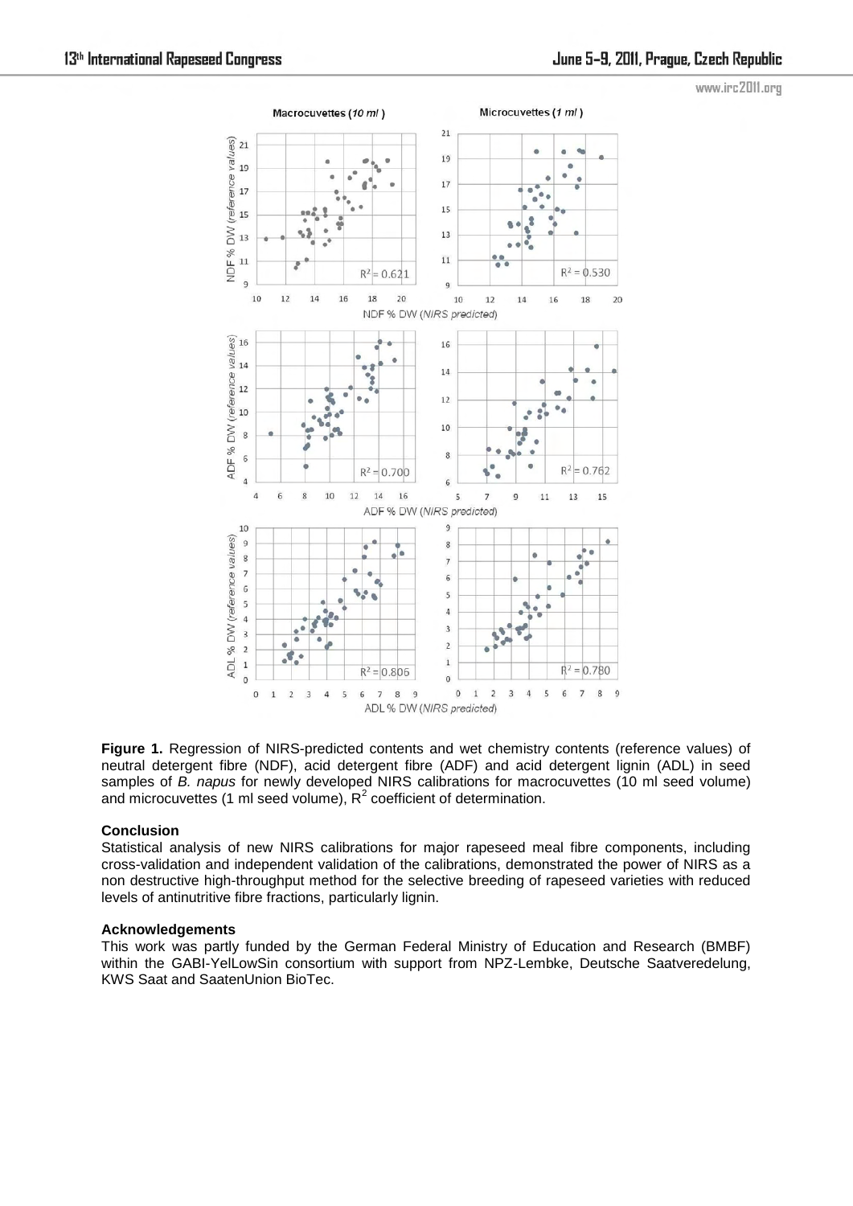Macrocuvettes (*10 ml*)

Microcuvettes (*1 ml*)

NDF % DW (*reference values*)

$R^2 = 0.621$

$R^2 = 0.530$

NDF % DW (*NIRS predicted*)

ADF % DW (*reference values*)

$R^2 = 0.700$

$R^2 = 0.762$

ADF % DW (*NIRS predicted*)

ADL % DW (*reference values*)

$R^2 = 0.806$

$R^2 = 0.780$

ADL % DW (*NIRS predicted*)

**Figure 1.** Regression of NIRS-predicted contents and wet chemistry contents (reference values) of neutral detergent fibre (NDF), acid detergent fibre (ADF) and acid detergent lignin (ADL) in seed samples of *B. napus* for newly developed NIRS calibrations for macrocuvettes (10 ml seed volume) and microcuvettes (1 ml seed volume), $R^2$ coefficient of determination.

### Conclusion

Statistical analysis of new NIRS calibrations for major rapeseed meal fibre components, including cross-validation and independent validation of the calibrations, demonstrated the power of NIRS as a non destructive high-throughput method for the selective breeding of rapeseed varieties with reduced levels of antinutritive fibre fractions, particularly lignin.

### Acknowledgements

This work was partly funded by the German Federal Ministry of Education and Research (BMBF) within the GABI-YelLowSin consortium with support from NPZ-Lembke, Deutsche Saatveredelung, KWS Saat and SaatenUnion BioTec.